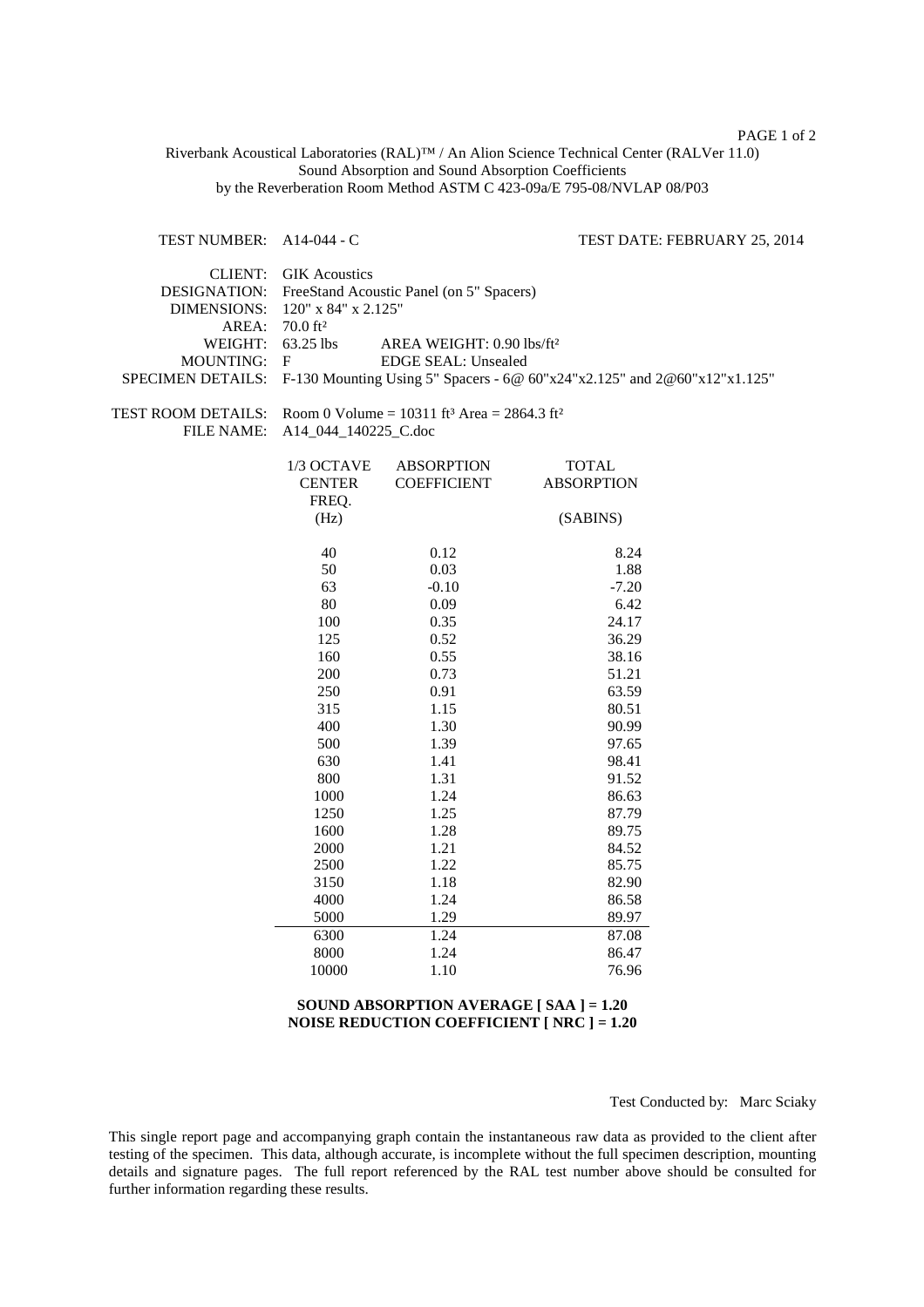Riverbank Acoustical Laboratories (RAL)™ / An Alion Science Technical Center (RALVer 11.0)
Sound Absorption and Sound Absorption Coefficients
by the Reverberation Room Method ASTM C 423-09a/E 795-08/NVLAP 08/P03

TEST NUMBER: A14-044 - C TEST DATE: FEBRUARY 25, 2014

CLIENT: GIK Acoustics
DESIGNATION: FreeStand Acoustic Panel (on 5" Spacers)
DIMENSIONS: 120" x 84" x 2.125"
AREA: 70.0 ft²
WEIGHT: 63.25 lbs AREA WEIGHT: 0.90 lbs/ft²
MOUNTING: F EDGE SEAL: Unsealed
SPECIMEN DETAILS: F-130 Mounting Using 5" Spacers - 6@ 60"x24"x2.125" and 2@60"x12"x1.125"

TEST ROOM DETAILS: Room 0 Volume = 10311 ft³ Area = 2864.3 ft²
FILE NAME: A14_044_140225_C.doc

| 1/3 OCTAVE CENTER FREQ. (Hz) | ABSORPTION COEFFICIENT | TOTAL ABSORPTION (SABINS) |
|---|---|---|
| 40 | 0.12 | 8.24 |
| 50 | 0.03 | 1.88 |
| 63 | -0.10 | -7.20 |
| 80 | 0.09 | 6.42 |
| 100 | 0.35 | 24.17 |
| 125 | 0.52 | 36.29 |
| 160 | 0.55 | 38.16 |
| 200 | 0.73 | 51.21 |
| 250 | 0.91 | 63.59 |
| 315 | 1.15 | 80.51 |
| 400 | 1.30 | 90.99 |
| 500 | 1.39 | 97.65 |
| 630 | 1.41 | 98.41 |
| 800 | 1.31 | 91.52 |
| 1000 | 1.24 | 86.63 |
| 1250 | 1.25 | 87.79 |
| 1600 | 1.28 | 89.75 |
| 2000 | 1.21 | 84.52 |
| 2500 | 1.22 | 85.75 |
| 3150 | 1.18 | 82.90 |
| 4000 | 1.24 | 86.58 |
| 5000 | 1.29 | 89.97 |
| 6300 | 1.24 | 87.08 |
| 8000 | 1.24 | 86.47 |
| 10000 | 1.10 | 76.96 |

**SOUND ABSORPTION AVERAGE [ SAA ] = 1.20**
**NOISE REDUCTION COEFFICIENT [ NRC ] = 1.20**

Test Conducted by: Marc Sciaky

This single report page and accompanying graph contain the instantaneous raw data as provided to the client after testing of the specimen. This data, although accurate, is incomplete without the full specimen description, mounting details and signature pages. The full report referenced by the RAL test number above should be consulted for further information regarding these results.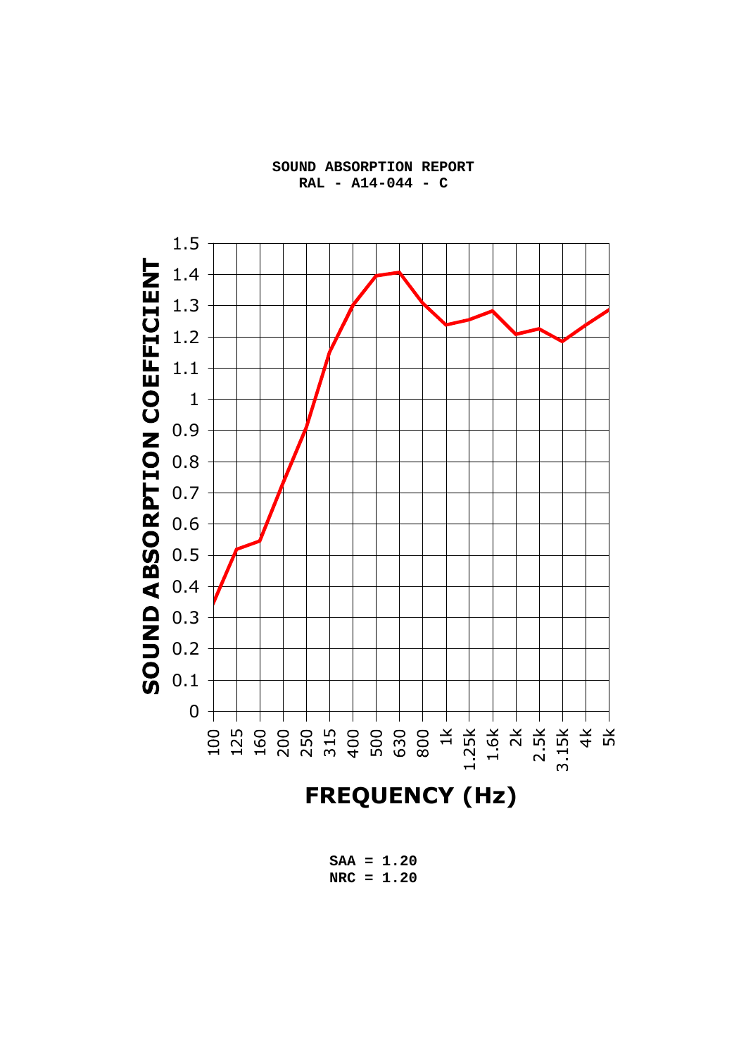SOUND ABSORPTION REPORT
RAL - A14-044 - C

SOUND ABSORPTION COEFFICIENT

1.5
1.4
1.3
1.2
1.1
1
0.9
0.8
0.7
0.6
0.5
0.4
0.3
0.2
0.1
0

100 125 160 200 250 315 400 500 630 800 1k 1.25k 1.6k 2k 2.5k 3.15k 4k 5k

FREQUENCY (Hz)

SAA = 1.20
NRC = 1.20